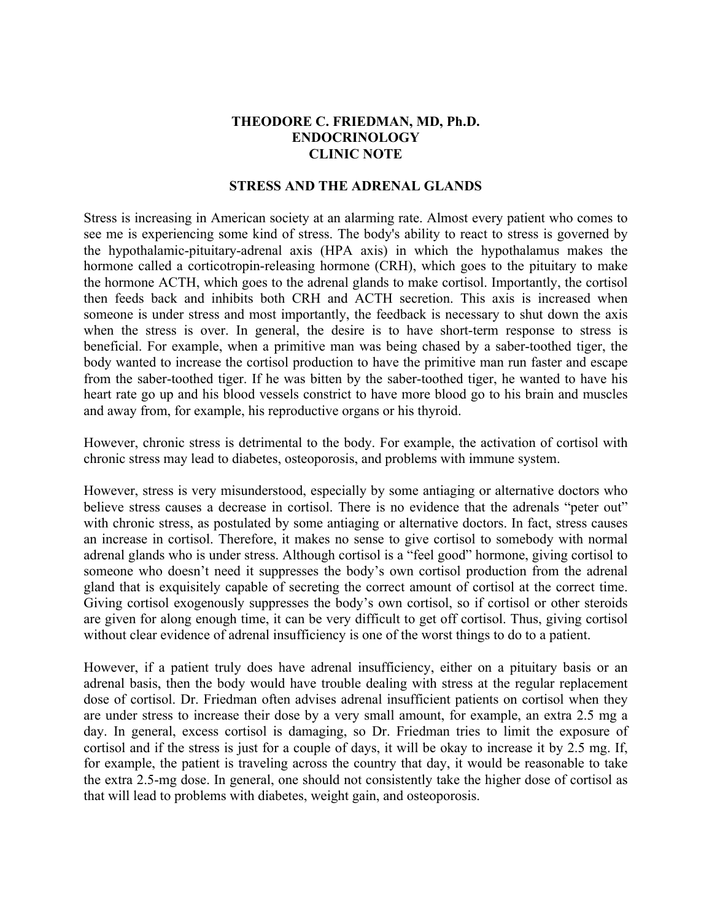**THEODORE C. FRIEDMAN, MD, Ph.D.**
**ENDOCRINOLOGY**
**CLINIC NOTE**

## STRESS AND THE ADRENAL GLANDS

Stress is increasing in American society at an alarming rate. Almost every patient who comes to see me is experiencing some kind of stress. The body's ability to react to stress is governed by the hypothalamic-pituitary-adrenal axis (HPA axis) in which the hypothalamus makes the hormone called a corticotropin-releasing hormone (CRH), which goes to the pituitary to make the hormone ACTH, which goes to the adrenal glands to make cortisol. Importantly, the cortisol then feeds back and inhibits both CRH and ACTH secretion. This axis is increased when someone is under stress and most importantly, the feedback is necessary to shut down the axis when the stress is over. In general, the desire is to have short-term response to stress is beneficial. For example, when a primitive man was being chased by a saber-toothed tiger, the body wanted to increase the cortisol production to have the primitive man run faster and escape from the saber-toothed tiger. If he was bitten by the saber-toothed tiger, he wanted to have his heart rate go up and his blood vessels constrict to have more blood go to his brain and muscles and away from, for example, his reproductive organs or his thyroid.

However, chronic stress is detrimental to the body. For example, the activation of cortisol with chronic stress may lead to diabetes, osteoporosis, and problems with immune system.

However, stress is very misunderstood, especially by some antiaging or alternative doctors who believe stress causes a decrease in cortisol. There is no evidence that the adrenals "peter out" with chronic stress, as postulated by some antiaging or alternative doctors. In fact, stress causes an increase in cortisol. Therefore, it makes no sense to give cortisol to somebody with normal adrenal glands who is under stress. Although cortisol is a "feel good" hormone, giving cortisol to someone who doesn't need it suppresses the body's own cortisol production from the adrenal gland that is exquisitely capable of secreting the correct amount of cortisol at the correct time. Giving cortisol exogenously suppresses the body's own cortisol, so if cortisol or other steroids are given for along enough time, it can be very difficult to get off cortisol. Thus, giving cortisol without clear evidence of adrenal insufficiency is one of the worst things to do to a patient.

However, if a patient truly does have adrenal insufficiency, either on a pituitary basis or an adrenal basis, then the body would have trouble dealing with stress at the regular replacement dose of cortisol. Dr. Friedman often advises adrenal insufficient patients on cortisol when they are under stress to increase their dose by a very small amount, for example, an extra 2.5 mg a day. In general, excess cortisol is damaging, so Dr. Friedman tries to limit the exposure of cortisol and if the stress is just for a couple of days, it will be okay to increase it by 2.5 mg. If, for example, the patient is traveling across the country that day, it would be reasonable to take the extra 2.5-mg dose. In general, one should not consistently take the higher dose of cortisol as that will lead to problems with diabetes, weight gain, and osteoporosis.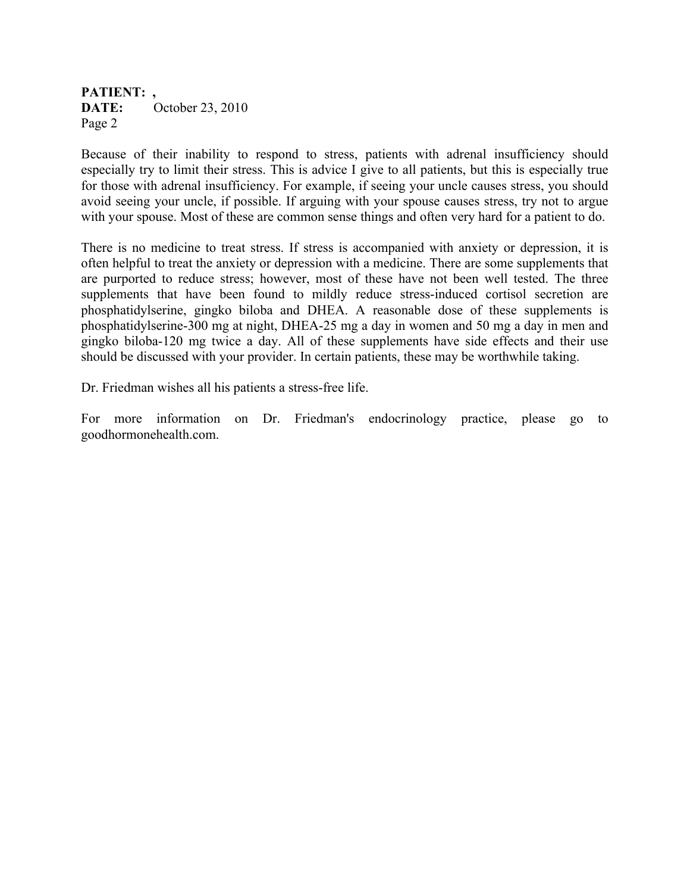Because of their inability to respond to stress, patients with adrenal insufficiency should especially try to limit their stress. This is advice I give to all patients, but this is especially true for those with adrenal insufficiency. For example, if seeing your uncle causes stress, you should avoid seeing your uncle, if possible. If arguing with your spouse causes stress, try not to argue with your spouse. Most of these are common sense things and often very hard for a patient to do.

There is no medicine to treat stress. If stress is accompanied with anxiety or depression, it is often helpful to treat the anxiety or depression with a medicine. There are some supplements that are purported to reduce stress; however, most of these have not been well tested. The three supplements that have been found to mildly reduce stress-induced cortisol secretion are phosphatidylserine, gingko biloba and DHEA. A reasonable dose of these supplements is phosphatidylserine-300 mg at night, DHEA-25 mg a day in women and 50 mg a day in men and gingko biloba-120 mg twice a day. All of these supplements have side effects and their use should be discussed with your provider. In certain patients, these may be worthwhile taking.

Dr. Friedman wishes all his patients a stress-free life.

For more information on Dr. Friedman's endocrinology practice, please go to goodhormonehealth.com.